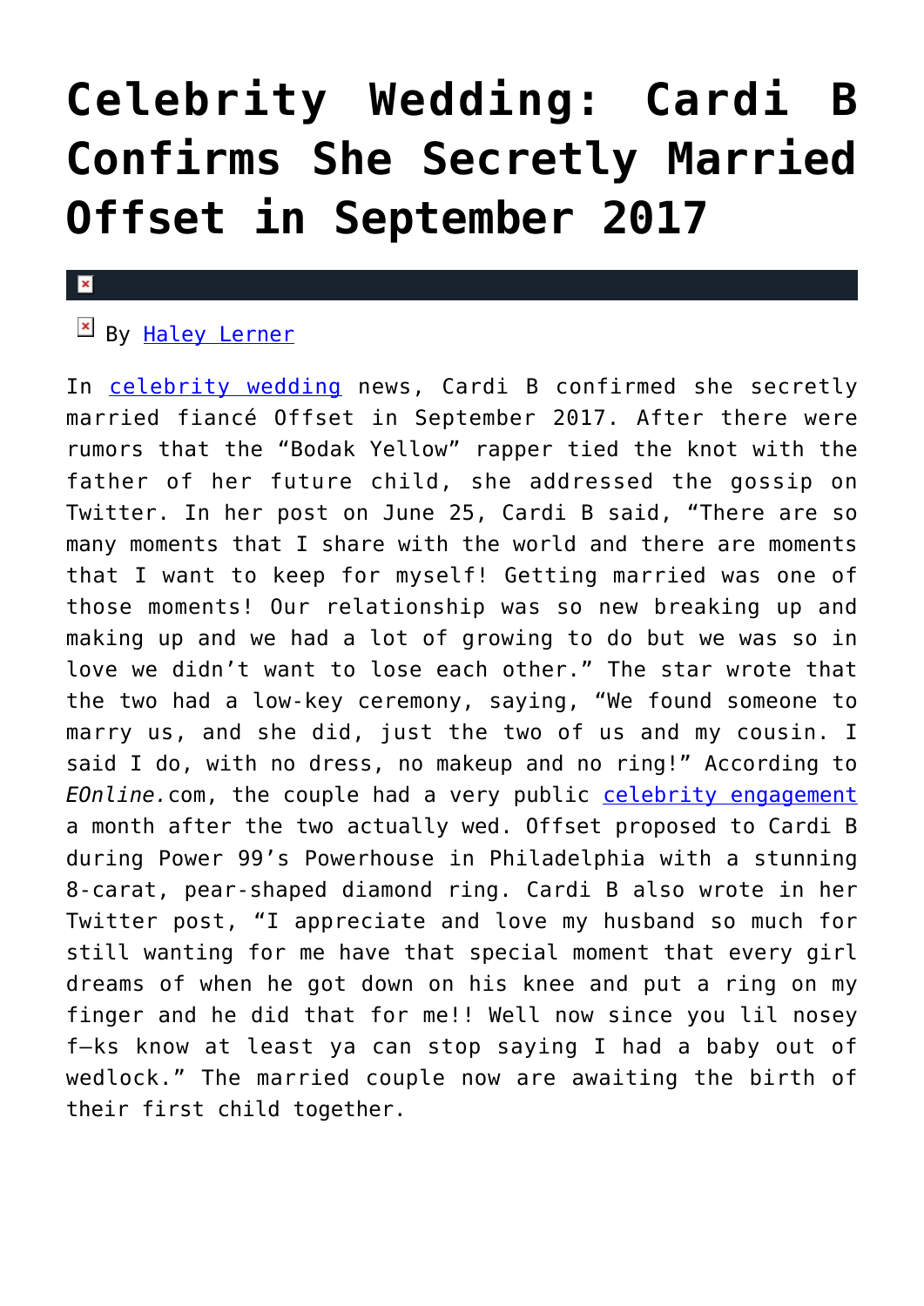# Celebrity Wedding: Cardi B Confirms She Secretly Married Offset in September 2017

By Haley Lerner

In celebrity wedding news, Cardi B confirmed she secretly married fiancé Offset in September 2017. After there were rumors that the "Bodak Yellow" rapper tied the knot with the father of her future child, she addressed the gossip on Twitter. In her post on June 25, Cardi B said, "There are so many moments that I share with the world and there are moments that I want to keep for myself! Getting married was one of those moments! Our relationship was so new breaking up and making up and we had a lot of growing to do but we was so in love we didn't want to lose each other." The star wrote that the two had a low-key ceremony, saying, "We found someone to marry us, and she did, just the two of us and my cousin. I said I do, with no dress, no makeup and no ring!" According to *EOnline.*com, the couple had a very public celebrity engagement a month after the two actually wed. Offset proposed to Cardi B during Power 99's Powerhouse in Philadelphia with a stunning 8-carat, pear-shaped diamond ring. Cardi B also wrote in her Twitter post, "I appreciate and love my husband so much for still wanting for me have that special moment that every girl dreams of when he got down on his knee and put a ring on my finger and he did that for me!! Well now since you lil nosey f–ks know at least ya can stop saying I had a baby out of wedlock." The married couple now are awaiting the birth of their first child together.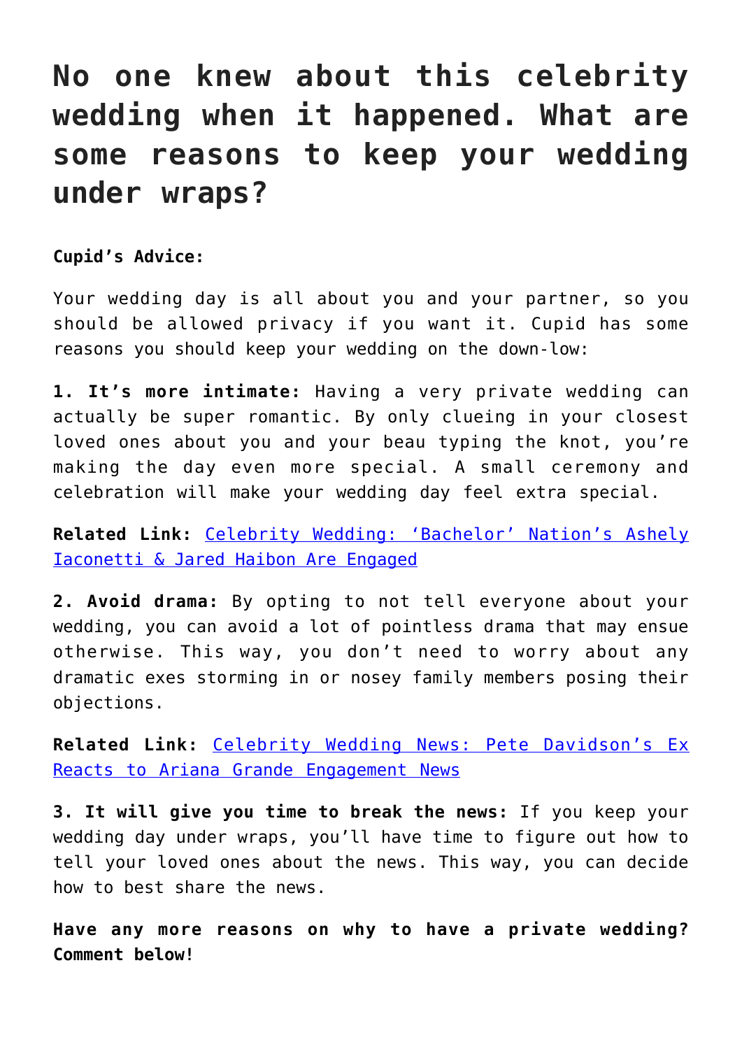# No one knew about this celebrity wedding when it happened. What are some reasons to keep your wedding under wraps?

**Cupid's Advice:**

Your wedding day is all about you and your partner, so you should be allowed privacy if you want it. Cupid has some reasons you should keep your wedding on the down-low:

**1. It's more intimate:** Having a very private wedding can actually be super romantic. By only clueing in your closest loved ones about you and your beau typing the knot, you're making the day even more special. A small ceremony and celebration will make your wedding day feel extra special.

**Related Link:** Celebrity Wedding: 'Bachelor' Nation's Ashely Iaconetti & Jared Haibon Are Engaged

**2. Avoid drama:** By opting to not tell everyone about your wedding, you can avoid a lot of pointless drama that may ensue otherwise. This way, you don't need to worry about any dramatic exes storming in or nosey family members posing their objections.

**Related Link:** Celebrity Wedding News: Pete Davidson's Ex Reacts to Ariana Grande Engagement News

**3. It will give you time to break the news:** If you keep your wedding day under wraps, you'll have time to figure out how to tell your loved ones about the news. This way, you can decide how to best share the news.

**Have any more reasons on why to have a private wedding? Comment below!**